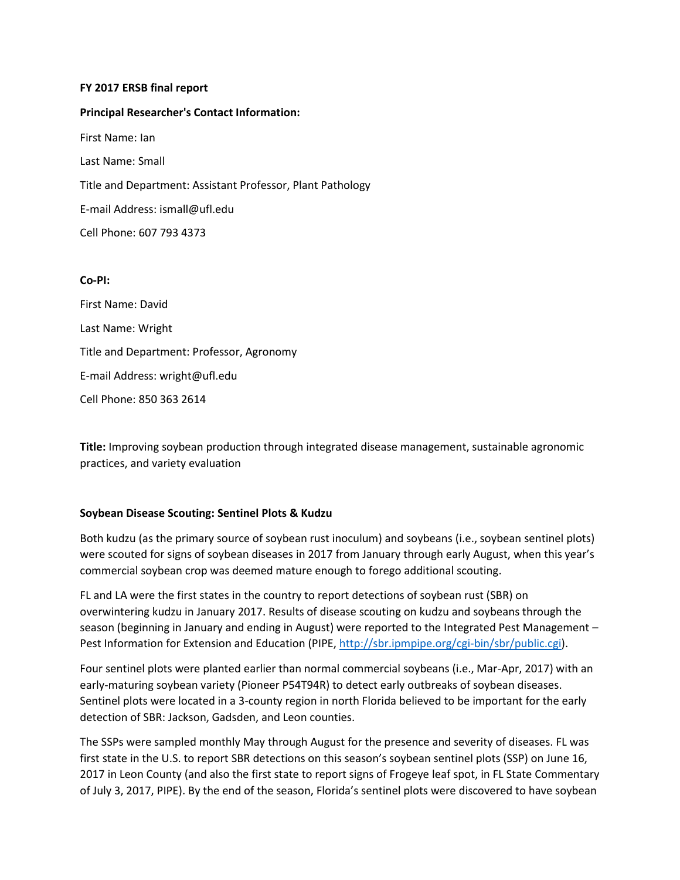**FY 2017 ERSB final report**

**Principal Researcher's Contact Information:**

First Name: Ian

Last Name: Small

Title and Department: Assistant Professor, Plant Pathology

E-mail Address: ismall@ufl.edu

Cell Phone: 607 793 4373

**Co-PI:**

First Name: David

Last Name: Wright

Title and Department: Professor, Agronomy

E-mail Address: wright@ufl.edu

Cell Phone: 850 363 2614

**Title:** Improving soybean production through integrated disease management, sustainable agronomic practices, and variety evaluation

**Soybean Disease Scouting: Sentinel Plots & Kudzu**

Both kudzu (as the primary source of soybean rust inoculum) and soybeans (i.e., soybean sentinel plots) were scouted for signs of soybean diseases in 2017 from January through early August, when this year's commercial soybean crop was deemed mature enough to forego additional scouting.

FL and LA were the first states in the country to report detections of soybean rust (SBR) on overwintering kudzu in January 2017. Results of disease scouting on kudzu and soybeans through the season (beginning in January and ending in August) were reported to the Integrated Pest Management – Pest Information for Extension and Education (PIPE, http://sbr.ipmpipe.org/cgi-bin/sbr/public.cgi).

Four sentinel plots were planted earlier than normal commercial soybeans (i.e., Mar-Apr, 2017) with an early-maturing soybean variety (Pioneer P54T94R) to detect early outbreaks of soybean diseases. Sentinel plots were located in a 3-county region in north Florida believed to be important for the early detection of SBR: Jackson, Gadsden, and Leon counties.

The SSPs were sampled monthly May through August for the presence and severity of diseases. FL was first state in the U.S. to report SBR detections on this season's soybean sentinel plots (SSP) on June 16, 2017 in Leon County (and also the first state to report signs of Frogeye leaf spot, in FL State Commentary of July 3, 2017, PIPE). By the end of the season, Florida's sentinel plots were discovered to have soybean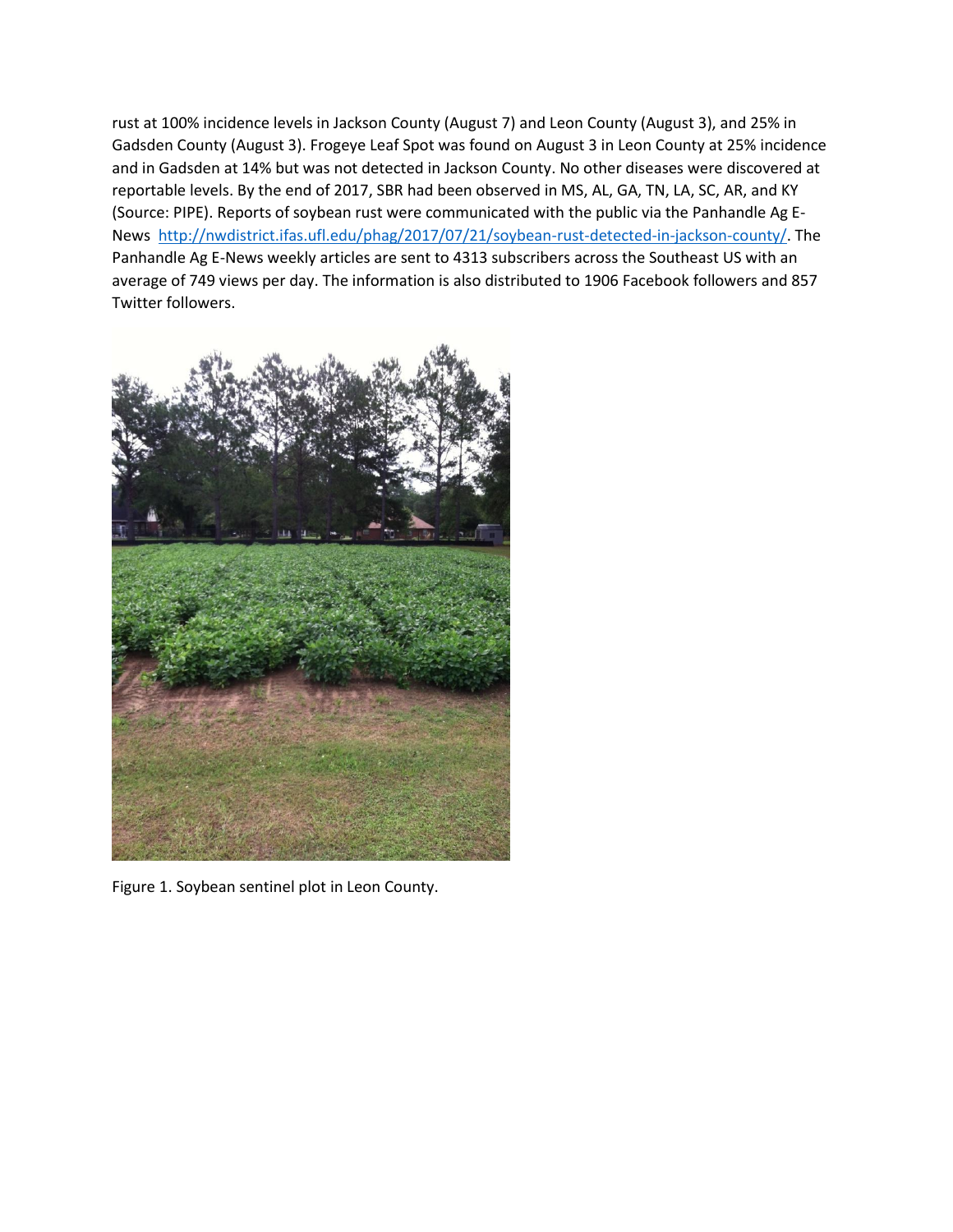rust at 100% incidence levels in Jackson County (August 7) and Leon County (August 3), and 25% in Gadsden County (August 3). Frogeye Leaf Spot was found on August 3 in Leon County at 25% incidence and in Gadsden at 14% but was not detected in Jackson County. No other diseases were discovered at reportable levels. By the end of 2017, SBR had been observed in MS, AL, GA, TN, LA, SC, AR, and KY (Source: PIPE). Reports of soybean rust were communicated with the public via the Panhandle Ag E-News http://nwdistrict.ifas.ufl.edu/phag/2017/07/21/soybean-rust-detected-in-jackson-county/. The Panhandle Ag E-News weekly articles are sent to 4313 subscribers across the Southeast US with an average of 749 views per day. The information is also distributed to 1906 Facebook followers and 857 Twitter followers.

Figure 1. Soybean sentinel plot in Leon County.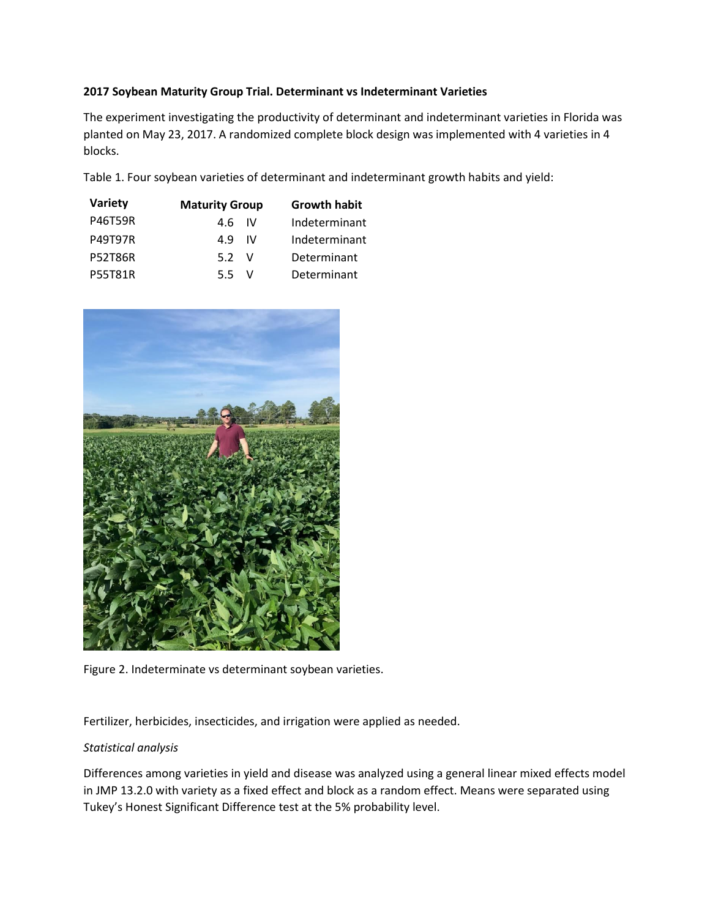**2017 Soybean Maturity Group Trial. Determinant vs Indeterminant Varieties**

The experiment investigating the productivity of determinant and indeterminant varieties in Florida was planted on May 23, 2017. A randomized complete block design was implemented with 4 varieties in 4 blocks.

Table 1. Four soybean varieties of determinant and indeterminant growth habits and yield:

| Variety | Maturity Group | | Growth habit |
|---|---|---|---|
| P46T59R | 4.6 | IV | Indeterminant |
| P49T97R | 4.9 | IV | Indeterminant |
| P52T86R | 5.2 | V | Determinant |
| P55T81R | 5.5 | V | Determinant |

Figure 2. Indeterminate vs determinant soybean varieties.

Fertilizer, herbicides, insecticides, and irrigation were applied as needed.

*Statistical analysis*

Differences among varieties in yield and disease was analyzed using a general linear mixed effects model in JMP 13.2.0 with variety as a fixed effect and block as a random effect. Means were separated using Tukey's Honest Significant Difference test at the 5% probability level.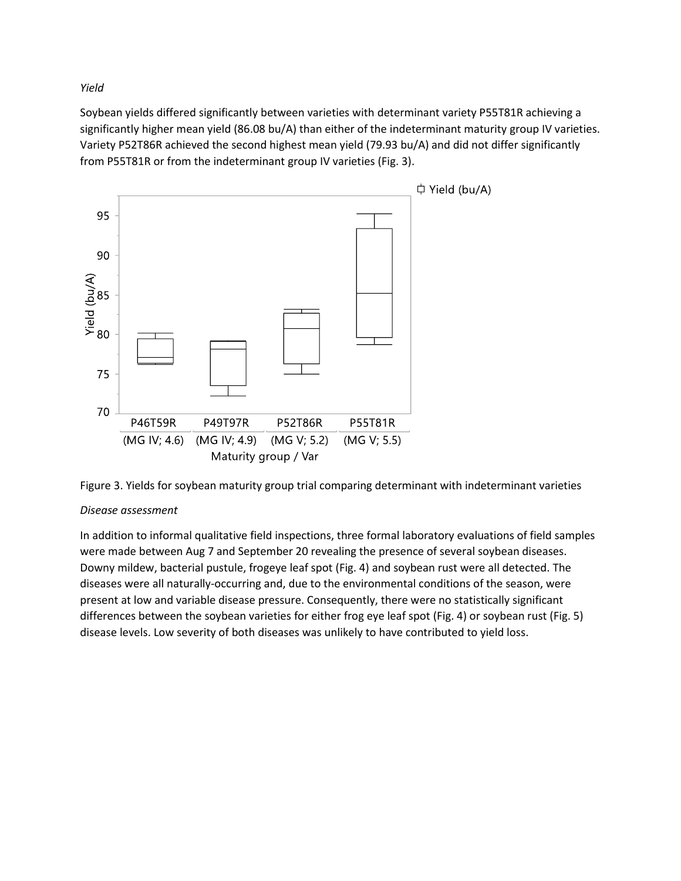*Yield*

Soybean yields differed significantly between varieties with determinant variety P55T81R achieving a significantly higher mean yield (86.08 bu/A) than either of the indeterminant maturity group IV varieties. Variety P52T86R achieved the second highest mean yield (79.93 bu/A) and did not differ significantly from P55T81R or from the indeterminant group IV varieties (Fig. 3).

Figure 3. Yields for soybean maturity group trial comparing determinant with indeterminant varieties

*Disease assessment*

In addition to informal qualitative field inspections, three formal laboratory evaluations of field samples were made between Aug 7 and September 20 revealing the presence of several soybean diseases. Downy mildew, bacterial pustule, frogeye leaf spot (Fig. 4) and soybean rust were all detected. The diseases were all naturally-occurring and, due to the environmental conditions of the season, were present at low and variable disease pressure. Consequently, there were no statistically significant differences between the soybean varieties for either frog eye leaf spot (Fig. 4) or soybean rust (Fig. 5) disease levels. Low severity of both diseases was unlikely to have contributed to yield loss.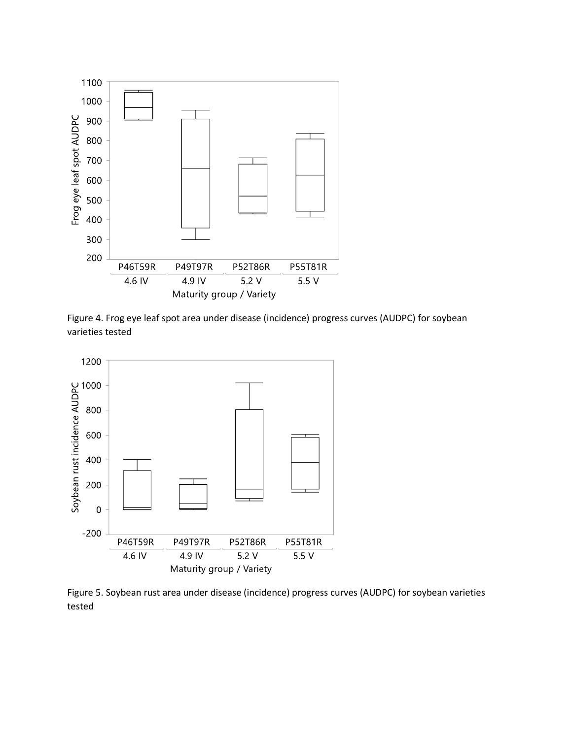Figure 4. Frog eye leaf spot area under disease (incidence) progress curves (AUDPC) for soybean varieties tested

Figure 5. Soybean rust area under disease (incidence) progress curves (AUDPC) for soybean varieties tested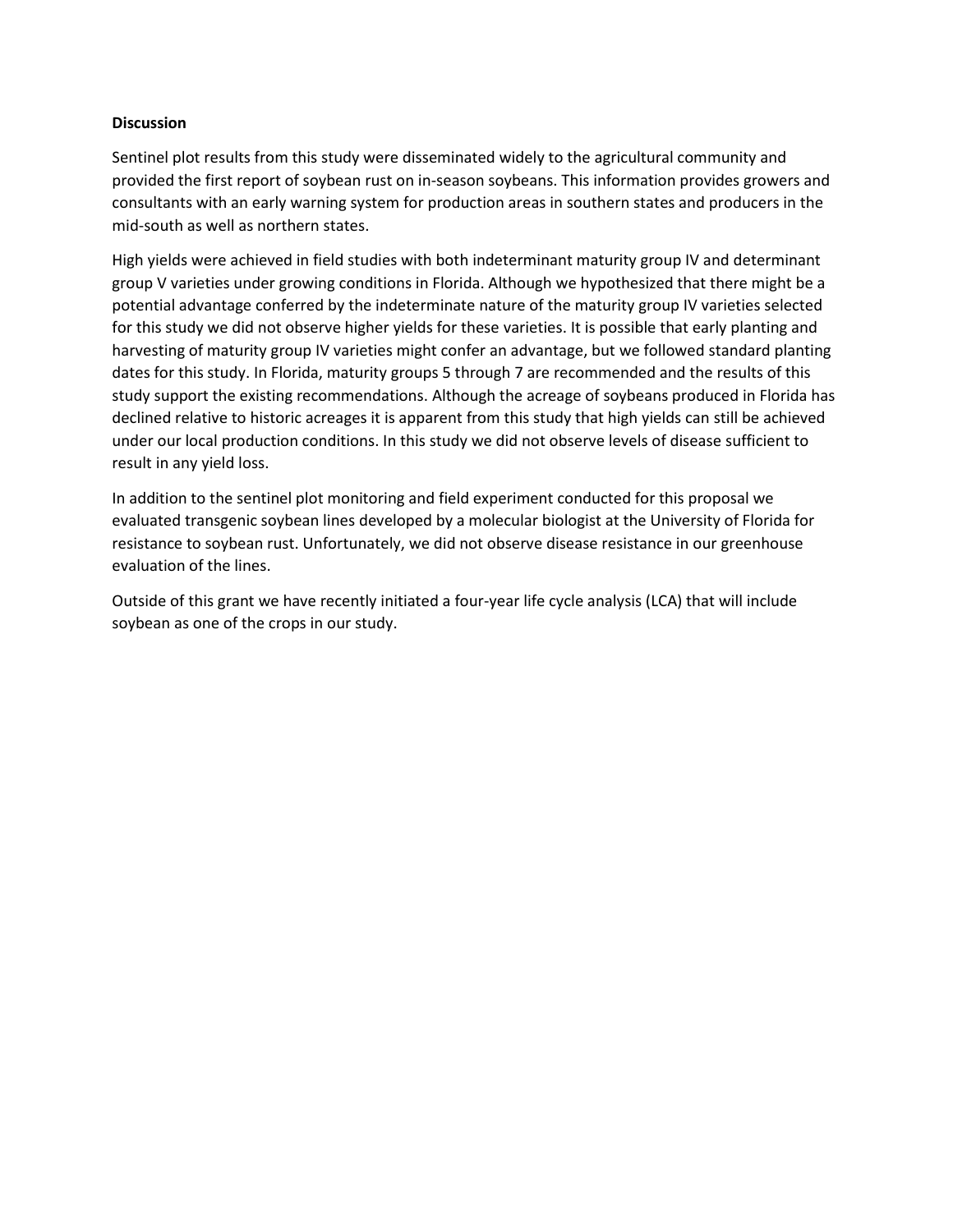**Discussion**

Sentinel plot results from this study were disseminated widely to the agricultural community and provided the first report of soybean rust on in-season soybeans. This information provides growers and consultants with an early warning system for production areas in southern states and producers in the mid-south as well as northern states.

High yields were achieved in field studies with both indeterminant maturity group IV and determinant group V varieties under growing conditions in Florida. Although we hypothesized that there might be a potential advantage conferred by the indeterminate nature of the maturity group IV varieties selected for this study we did not observe higher yields for these varieties. It is possible that early planting and harvesting of maturity group IV varieties might confer an advantage, but we followed standard planting dates for this study. In Florida, maturity groups 5 through 7 are recommended and the results of this study support the existing recommendations. Although the acreage of soybeans produced in Florida has declined relative to historic acreages it is apparent from this study that high yields can still be achieved under our local production conditions. In this study we did not observe levels of disease sufficient to result in any yield loss.

In addition to the sentinel plot monitoring and field experiment conducted for this proposal we evaluated transgenic soybean lines developed by a molecular biologist at the University of Florida for resistance to soybean rust. Unfortunately, we did not observe disease resistance in our greenhouse evaluation of the lines.

Outside of this grant we have recently initiated a four-year life cycle analysis (LCA) that will include soybean as one of the crops in our study.